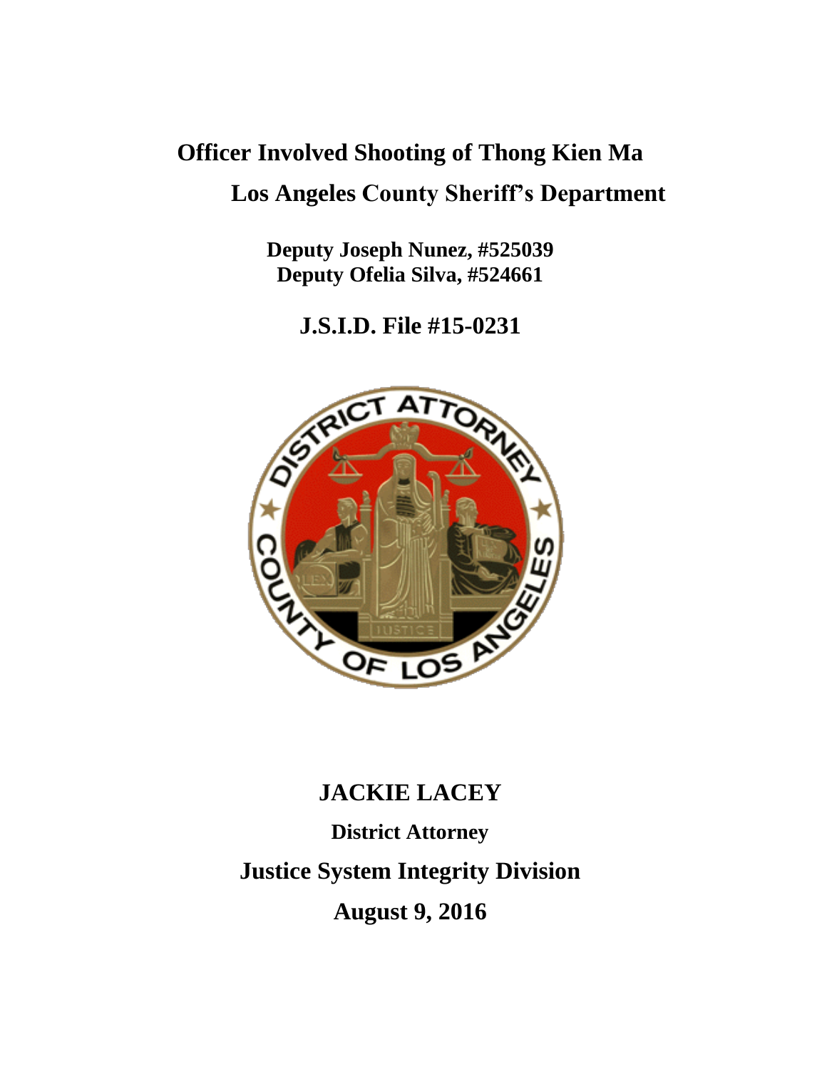# Officer Involved Shooting of Thong Kien Ma

## Los Angeles County Sheriff's Department

**Deputy Joseph Nunez, #525039**
**Deputy Ofelia Silva, #524661**

## J.S.I.D. File #15-0231

## JACKIE LACEY

**District Attorney**

## Justice System Integrity Division

## August 9, 2016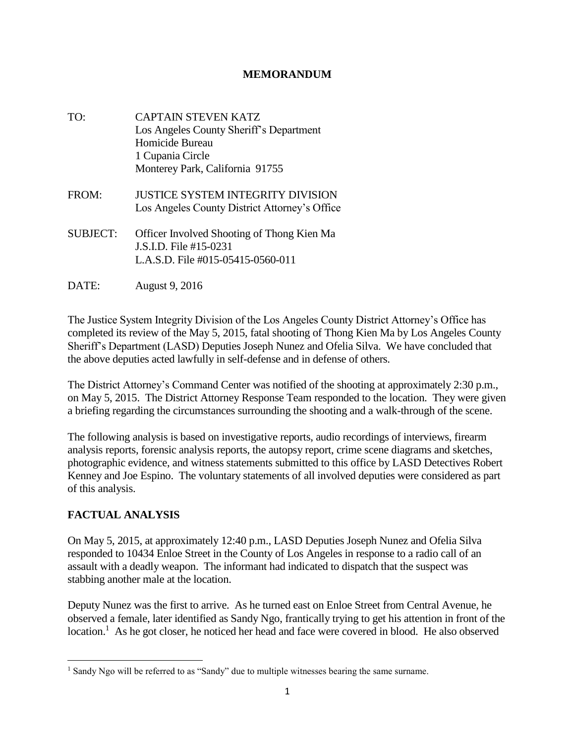**MEMORANDUM**

TO: CAPTAIN STEVEN KATZ
Los Angeles County Sheriff's Department
Homicide Bureau
1 Cupania Circle
Monterey Park, California 91755

FROM: JUSTICE SYSTEM INTEGRITY DIVISION
Los Angeles County District Attorney's Office

SUBJECT: Officer Involved Shooting of Thong Kien Ma
J.S.I.D. File #15-0231
L.A.S.D. File #015-05415-0560-011

DATE: August 9, 2016

The Justice System Integrity Division of the Los Angeles County District Attorney's Office has completed its review of the May 5, 2015, fatal shooting of Thong Kien Ma by Los Angeles County Sheriff's Department (LASD) Deputies Joseph Nunez and Ofelia Silva. We have concluded that the above deputies acted lawfully in self-defense and in defense of others.

The District Attorney's Command Center was notified of the shooting at approximately 2:30 p.m., on May 5, 2015. The District Attorney Response Team responded to the location. They were given a briefing regarding the circumstances surrounding the shooting and a walk-through of the scene.

The following analysis is based on investigative reports, audio recordings of interviews, firearm analysis reports, forensic analysis reports, the autopsy report, crime scene diagrams and sketches, photographic evidence, and witness statements submitted to this office by LASD Detectives Robert Kenney and Joe Espino. The voluntary statements of all involved deputies were considered as part of this analysis.

## FACTUAL ANALYSIS

On May 5, 2015, at approximately 12:40 p.m., LASD Deputies Joseph Nunez and Ofelia Silva responded to 10434 Enloe Street in the County of Los Angeles in response to a radio call of an assault with a deadly weapon. The informant had indicated to dispatch that the suspect was stabbing another male at the location.

Deputy Nunez was the first to arrive. As he turned east on Enloe Street from Central Avenue, he observed a female, later identified as Sandy Ngo, frantically trying to get his attention in front of the location.[1] As he got closer, he noticed her head and face were covered in blood. He also observed

[1] Sandy Ngo will be referred to as "Sandy" due to multiple witnesses bearing the same surname.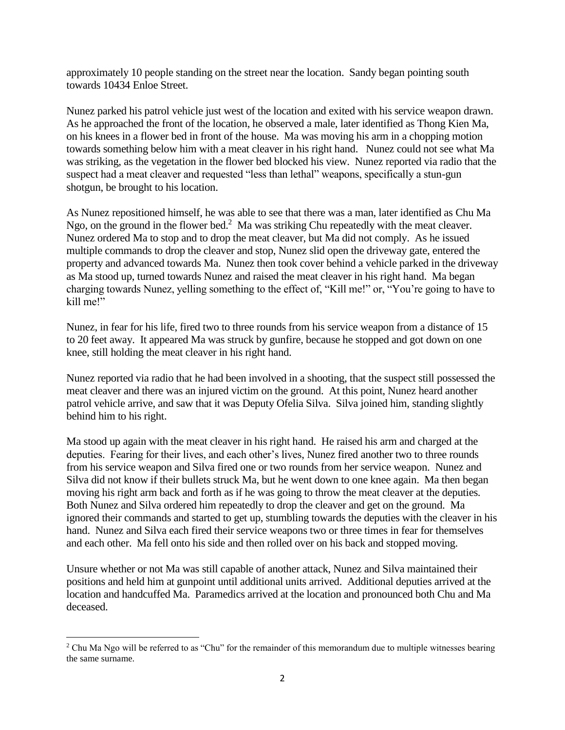approximately 10 people standing on the street near the location. Sandy began pointing south towards 10434 Enloe Street.

Nunez parked his patrol vehicle just west of the location and exited with his service weapon drawn. As he approached the front of the location, he observed a male, later identified as Thong Kien Ma, on his knees in a flower bed in front of the house. Ma was moving his arm in a chopping motion towards something below him with a meat cleaver in his right hand. Nunez could not see what Ma was striking, as the vegetation in the flower bed blocked his view. Nunez reported via radio that the suspect had a meat cleaver and requested "less than lethal" weapons, specifically a stun-gun shotgun, be brought to his location.

As Nunez repositioned himself, he was able to see that there was a man, later identified as Chu Ma Ngo, on the ground in the flower bed.[2] Ma was striking Chu repeatedly with the meat cleaver. Nunez ordered Ma to stop and to drop the meat cleaver, but Ma did not comply. As he issued multiple commands to drop the cleaver and stop, Nunez slid open the driveway gate, entered the property and advanced towards Ma. Nunez then took cover behind a vehicle parked in the driveway as Ma stood up, turned towards Nunez and raised the meat cleaver in his right hand. Ma began charging towards Nunez, yelling something to the effect of, "Kill me!" or, "You're going to have to kill me!"

Nunez, in fear for his life, fired two to three rounds from his service weapon from a distance of 15 to 20 feet away. It appeared Ma was struck by gunfire, because he stopped and got down on one knee, still holding the meat cleaver in his right hand.

Nunez reported via radio that he had been involved in a shooting, that the suspect still possessed the meat cleaver and there was an injured victim on the ground. At this point, Nunez heard another patrol vehicle arrive, and saw that it was Deputy Ofelia Silva. Silva joined him, standing slightly behind him to his right.

Ma stood up again with the meat cleaver in his right hand. He raised his arm and charged at the deputies. Fearing for their lives, and each other's lives, Nunez fired another two to three rounds from his service weapon and Silva fired one or two rounds from her service weapon. Nunez and Silva did not know if their bullets struck Ma, but he went down to one knee again. Ma then began moving his right arm back and forth as if he was going to throw the meat cleaver at the deputies. Both Nunez and Silva ordered him repeatedly to drop the cleaver and get on the ground. Ma ignored their commands and started to get up, stumbling towards the deputies with the cleaver in his hand. Nunez and Silva each fired their service weapons two or three times in fear for themselves and each other. Ma fell onto his side and then rolled over on his back and stopped moving.

Unsure whether or not Ma was still capable of another attack, Nunez and Silva maintained their positions and held him at gunpoint until additional units arrived. Additional deputies arrived at the location and handcuffed Ma. Paramedics arrived at the location and pronounced both Chu and Ma deceased.

---

[2] Chu Ma Ngo will be referred to as "Chu" for the remainder of this memorandum due to multiple witnesses bearing the same surname.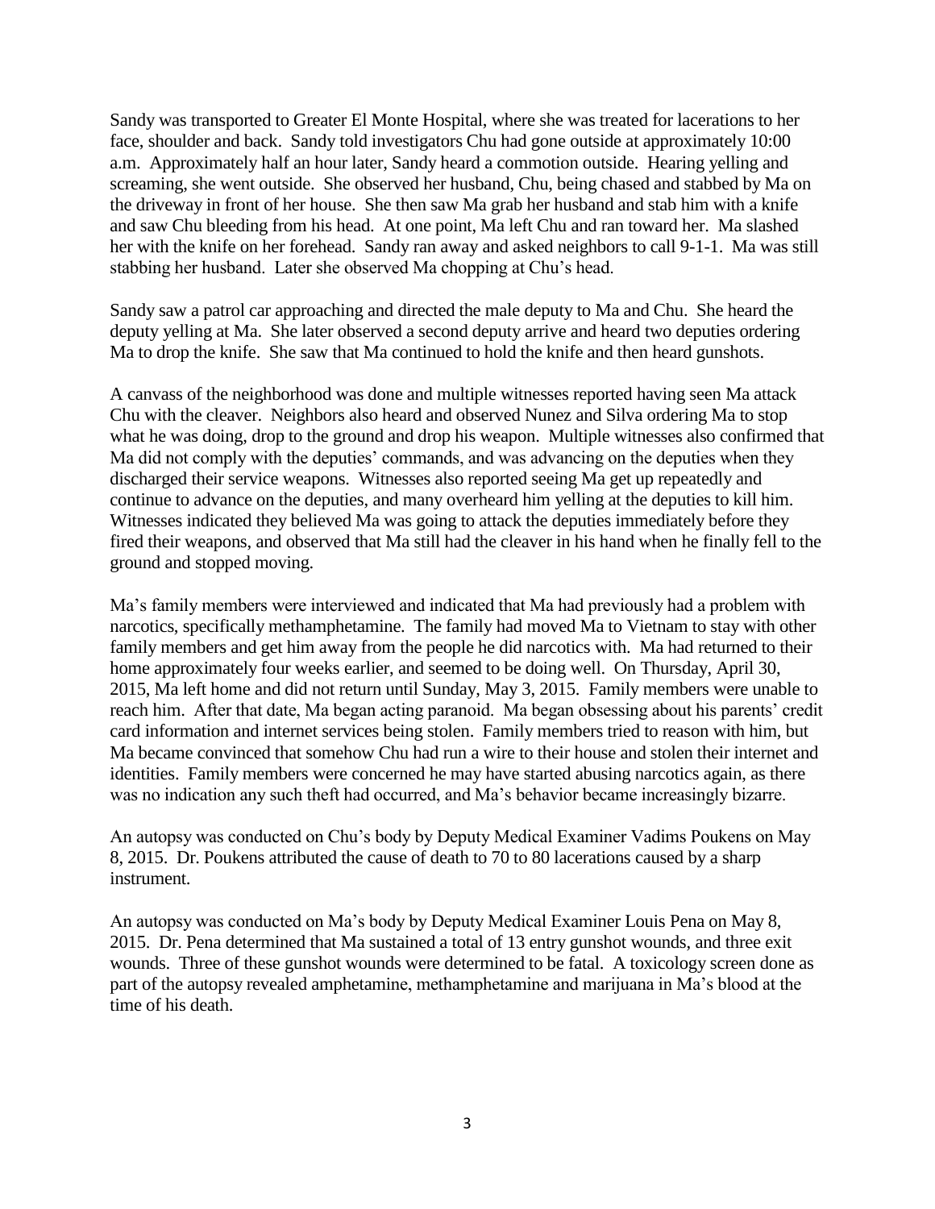Sandy was transported to Greater El Monte Hospital, where she was treated for lacerations to her face, shoulder and back. Sandy told investigators Chu had gone outside at approximately 10:00 a.m. Approximately half an hour later, Sandy heard a commotion outside. Hearing yelling and screaming, she went outside. She observed her husband, Chu, being chased and stabbed by Ma on the driveway in front of her house. She then saw Ma grab her husband and stab him with a knife and saw Chu bleeding from his head. At one point, Ma left Chu and ran toward her. Ma slashed her with the knife on her forehead. Sandy ran away and asked neighbors to call 9-1-1. Ma was still stabbing her husband. Later she observed Ma chopping at Chu's head.

Sandy saw a patrol car approaching and directed the male deputy to Ma and Chu. She heard the deputy yelling at Ma. She later observed a second deputy arrive and heard two deputies ordering Ma to drop the knife. She saw that Ma continued to hold the knife and then heard gunshots.

A canvass of the neighborhood was done and multiple witnesses reported having seen Ma attack Chu with the cleaver. Neighbors also heard and observed Nunez and Silva ordering Ma to stop what he was doing, drop to the ground and drop his weapon. Multiple witnesses also confirmed that Ma did not comply with the deputies' commands, and was advancing on the deputies when they discharged their service weapons. Witnesses also reported seeing Ma get up repeatedly and continue to advance on the deputies, and many overheard him yelling at the deputies to kill him. Witnesses indicated they believed Ma was going to attack the deputies immediately before they fired their weapons, and observed that Ma still had the cleaver in his hand when he finally fell to the ground and stopped moving.

Ma's family members were interviewed and indicated that Ma had previously had a problem with narcotics, specifically methamphetamine. The family had moved Ma to Vietnam to stay with other family members and get him away from the people he did narcotics with. Ma had returned to their home approximately four weeks earlier, and seemed to be doing well. On Thursday, April 30, 2015, Ma left home and did not return until Sunday, May 3, 2015. Family members were unable to reach him. After that date, Ma began acting paranoid. Ma began obsessing about his parents' credit card information and internet services being stolen. Family members tried to reason with him, but Ma became convinced that somehow Chu had run a wire to their house and stolen their internet and identities. Family members were concerned he may have started abusing narcotics again, as there was no indication any such theft had occurred, and Ma's behavior became increasingly bizarre.

An autopsy was conducted on Chu's body by Deputy Medical Examiner Vadims Poukens on May 8, 2015. Dr. Poukens attributed the cause of death to 70 to 80 lacerations caused by a sharp instrument.

An autopsy was conducted on Ma's body by Deputy Medical Examiner Louis Pena on May 8, 2015. Dr. Pena determined that Ma sustained a total of 13 entry gunshot wounds, and three exit wounds. Three of these gunshot wounds were determined to be fatal. A toxicology screen done as part of the autopsy revealed amphetamine, methamphetamine and marijuana in Ma's blood at the time of his death.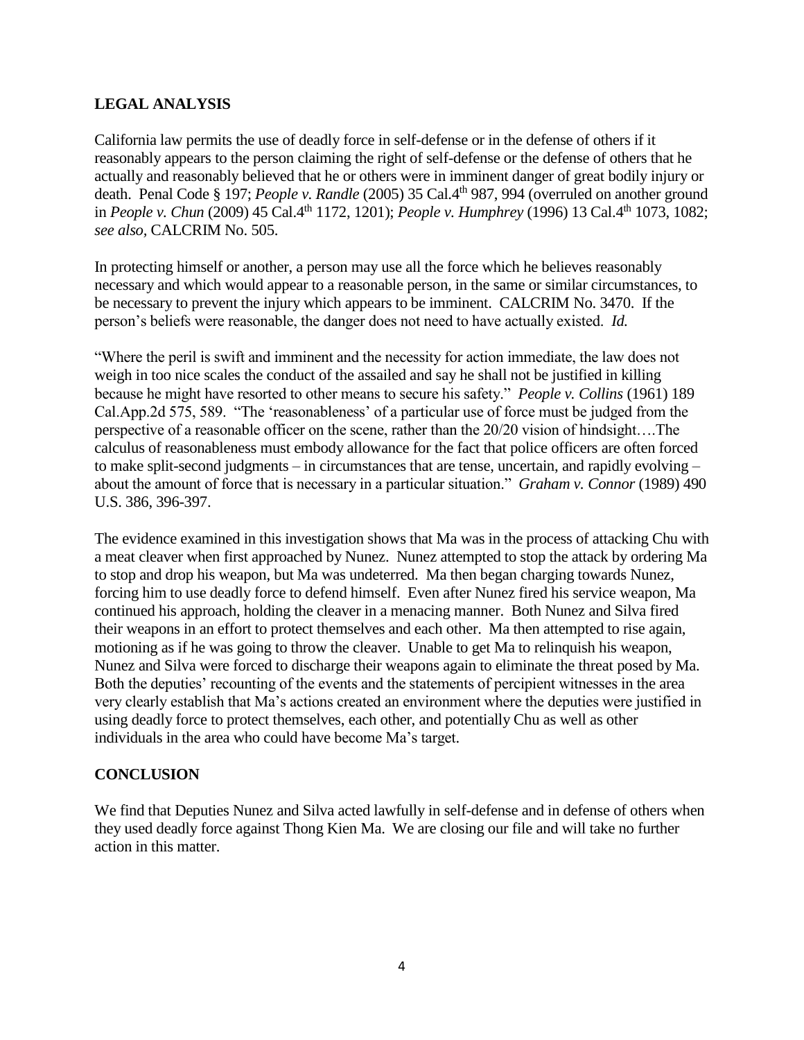## LEGAL ANALYSIS

California law permits the use of deadly force in self-defense or in the defense of others if it reasonably appears to the person claiming the right of self-defense or the defense of others that he actually and reasonably believed that he or others were in imminent danger of great bodily injury or death. Penal Code § 197; *People v. Randle* (2005) 35 Cal.4th 987, 994 (overruled on another ground in *People v. Chun* (2009) 45 Cal.4th 1172, 1201); *People v. Humphrey* (1996) 13 Cal.4th 1073, 1082; *see also*, CALCRIM No. 505.

In protecting himself or another, a person may use all the force which he believes reasonably necessary and which would appear to a reasonable person, in the same or similar circumstances, to be necessary to prevent the injury which appears to be imminent. CALCRIM No. 3470. If the person's beliefs were reasonable, the danger does not need to have actually existed. *Id.*

"Where the peril is swift and imminent and the necessity for action immediate, the law does not weigh in too nice scales the conduct of the assailed and say he shall not be justified in killing because he might have resorted to other means to secure his safety." *People v. Collins* (1961) 189 Cal.App.2d 575, 589. "The 'reasonableness' of a particular use of force must be judged from the perspective of a reasonable officer on the scene, rather than the 20/20 vision of hindsight….The calculus of reasonableness must embody allowance for the fact that police officers are often forced to make split-second judgments – in circumstances that are tense, uncertain, and rapidly evolving – about the amount of force that is necessary in a particular situation." *Graham v. Connor* (1989) 490 U.S. 386, 396-397.

The evidence examined in this investigation shows that Ma was in the process of attacking Chu with a meat cleaver when first approached by Nunez. Nunez attempted to stop the attack by ordering Ma to stop and drop his weapon, but Ma was undeterred. Ma then began charging towards Nunez, forcing him to use deadly force to defend himself. Even after Nunez fired his service weapon, Ma continued his approach, holding the cleaver in a menacing manner. Both Nunez and Silva fired their weapons in an effort to protect themselves and each other. Ma then attempted to rise again, motioning as if he was going to throw the cleaver. Unable to get Ma to relinquish his weapon, Nunez and Silva were forced to discharge their weapons again to eliminate the threat posed by Ma. Both the deputies' recounting of the events and the statements of percipient witnesses in the area very clearly establish that Ma's actions created an environment where the deputies were justified in using deadly force to protect themselves, each other, and potentially Chu as well as other individuals in the area who could have become Ma's target.

## CONCLUSION

We find that Deputies Nunez and Silva acted lawfully in self-defense and in defense of others when they used deadly force against Thong Kien Ma. We are closing our file and will take no further action in this matter.